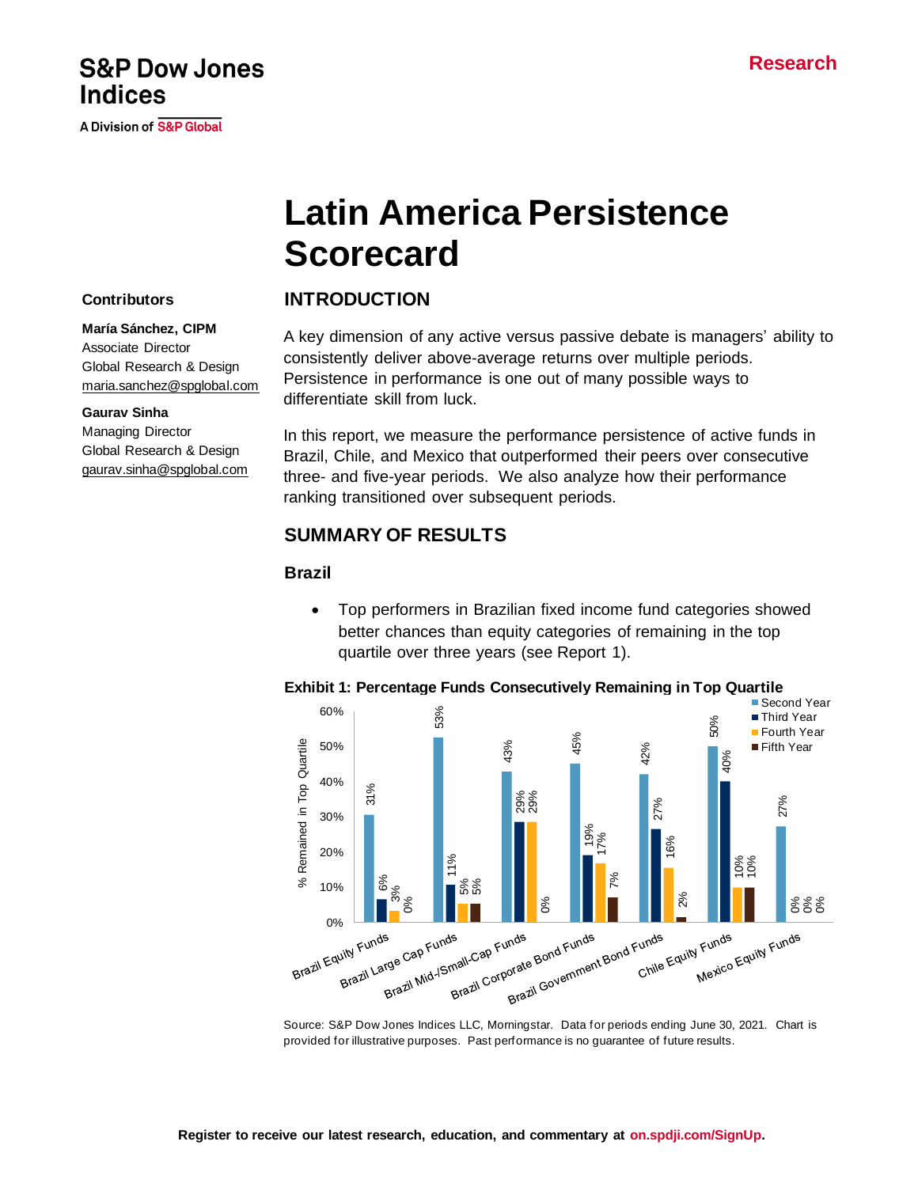S&P Dow Jones Indices

A Division of S&P Global

Research

# Latin America Persistence Scorecard

**Contributors**

**María Sánchez, CIPM**
Associate Director
Global Research & Design
maria.sanchez@spglobal.com

**Gaurav Sinha**
Managing Director
Global Research & Design
gaurav.sinha@spglobal.com

## INTRODUCTION

A key dimension of any active versus passive debate is managers' ability to consistently deliver above-average returns over multiple periods. Persistence in performance is one out of many possible ways to differentiate skill from luck.

In this report, we measure the performance persistence of active funds in Brazil, Chile, and Mexico that outperformed their peers over consecutive three- and five-year periods. We also analyze how their performance ranking transitioned over subsequent periods.

## SUMMARY OF RESULTS

### Brazil

- Top performers in Brazilian fixed income fund categories showed better chances than equity categories of remaining in the top quartile over three years (see Report 1).

**Exhibit 1: Percentage Funds Consecutively Remaining in Top Quartile**

| % Remained in Top Quartile | Second Year | Third Year | Fourth Year | Fifth Year |
|---|---|---|---|---|
| Brazil Equity Funds | 31% | 6% | 3% | 0% |
| Brazil Large Cap Funds | 53% | 11% | 5% | 5% |
| Brazil Mid-/Small-Cap Funds | 43% | 29% | 29% | 0% |
| Brazil Corporate Bond Funds | 45% | 19% | 17% | 7% |
| Brazil Government Bond Funds | 42% | 27% | 16% | 2% |
| Chile Equity Funds | 50% | 40% | 10% | 10% |
| Mexico Equity Funds | 27% | 0% | 0% | 0% |

Source: S&P Dow Jones Indices LLC, Morningstar. Data for periods ending June 30, 2021. Chart is provided for illustrative purposes. Past performance is no guarantee of future results.

Register to receive our latest research, education, and commentary at on.spdji.com/SignUp.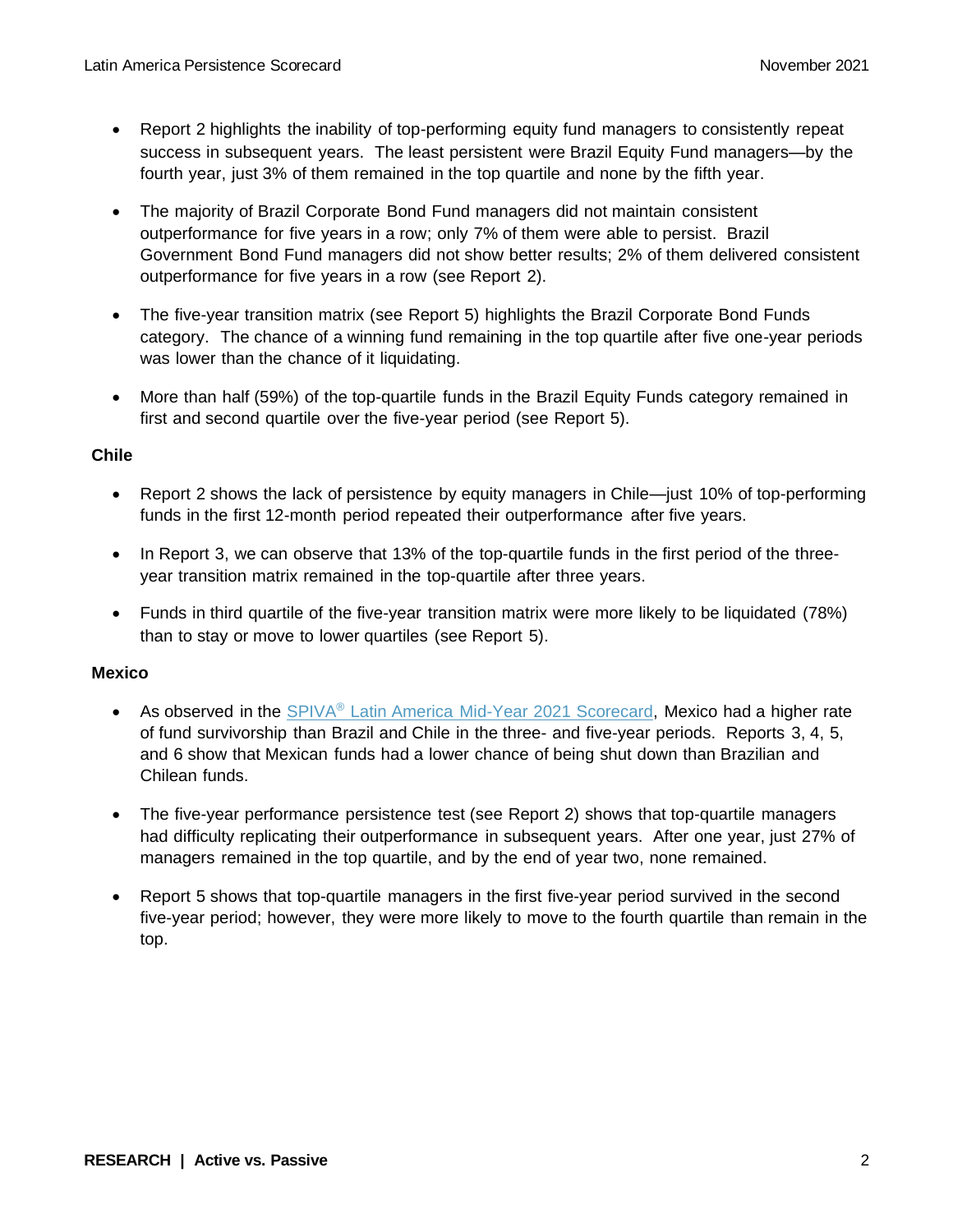- Report 2 highlights the inability of top-performing equity fund managers to consistently repeat success in subsequent years. The least persistent were Brazil Equity Fund managers—by the fourth year, just 3% of them remained in the top quartile and none by the fifth year.
- The majority of Brazil Corporate Bond Fund managers did not maintain consistent outperformance for five years in a row; only 7% of them were able to persist. Brazil Government Bond Fund managers did not show better results; 2% of them delivered consistent outperformance for five years in a row (see Report 2).
- The five-year transition matrix (see Report 5) highlights the Brazil Corporate Bond Funds category. The chance of a winning fund remaining in the top quartile after five one-year periods was lower than the chance of it liquidating.
- More than half (59%) of the top-quartile funds in the Brazil Equity Funds category remained in first and second quartile over the five-year period (see Report 5).

**Chile**

- Report 2 shows the lack of persistence by equity managers in Chile—just 10% of top-performing funds in the first 12-month period repeated their outperformance after five years.
- In Report 3, we can observe that 13% of the top-quartile funds in the first period of the three-year transition matrix remained in the top-quartile after three years.
- Funds in third quartile of the five-year transition matrix were more likely to be liquidated (78%) than to stay or move to lower quartiles (see Report 5).

**Mexico**

- As observed in the SPIVA® Latin America Mid-Year 2021 Scorecard, Mexico had a higher rate of fund survivorship than Brazil and Chile in the three- and five-year periods. Reports 3, 4, 5, and 6 show that Mexican funds had a lower chance of being shut down than Brazilian and Chilean funds.
- The five-year performance persistence test (see Report 2) shows that top-quartile managers had difficulty replicating their outperformance in subsequent years. After one year, just 27% of managers remained in the top quartile, and by the end of year two, none remained.
- Report 5 shows that top-quartile managers in the first five-year period survived in the second five-year period; however, they were more likely to move to the fourth quartile than remain in the top.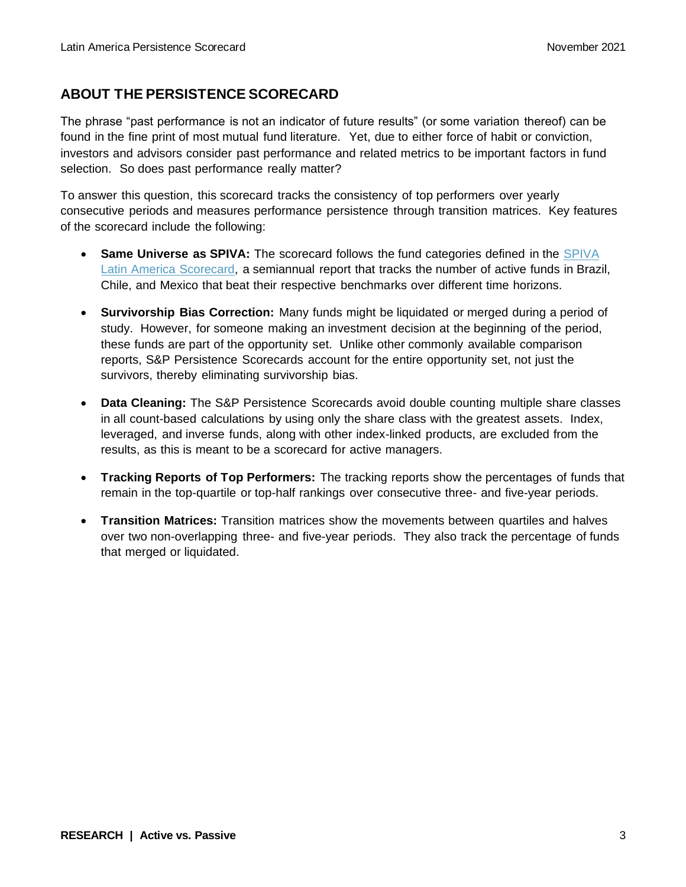## ABOUT THE PERSISTENCE SCORECARD

The phrase "past performance is not an indicator of future results" (or some variation thereof) can be found in the fine print of most mutual fund literature. Yet, due to either force of habit or conviction, investors and advisors consider past performance and related metrics to be important factors in fund selection. So does past performance really matter?

To answer this question, this scorecard tracks the consistency of top performers over yearly consecutive periods and measures performance persistence through transition matrices. Key features of the scorecard include the following:

- **Same Universe as SPIVA:** The scorecard follows the fund categories defined in the SPIVA Latin America Scorecard, a semiannual report that tracks the number of active funds in Brazil, Chile, and Mexico that beat their respective benchmarks over different time horizons.
- **Survivorship Bias Correction:** Many funds might be liquidated or merged during a period of study. However, for someone making an investment decision at the beginning of the period, these funds are part of the opportunity set. Unlike other commonly available comparison reports, S&P Persistence Scorecards account for the entire opportunity set, not just the survivors, thereby eliminating survivorship bias.
- **Data Cleaning:** The S&P Persistence Scorecards avoid double counting multiple share classes in all count-based calculations by using only the share class with the greatest assets. Index, leveraged, and inverse funds, along with other index-linked products, are excluded from the results, as this is meant to be a scorecard for active managers.
- **Tracking Reports of Top Performers:** The tracking reports show the percentages of funds that remain in the top-quartile or top-half rankings over consecutive three- and five-year periods.
- **Transition Matrices:** Transition matrices show the movements between quartiles and halves over two non-overlapping three- and five-year periods. They also track the percentage of funds that merged or liquidated.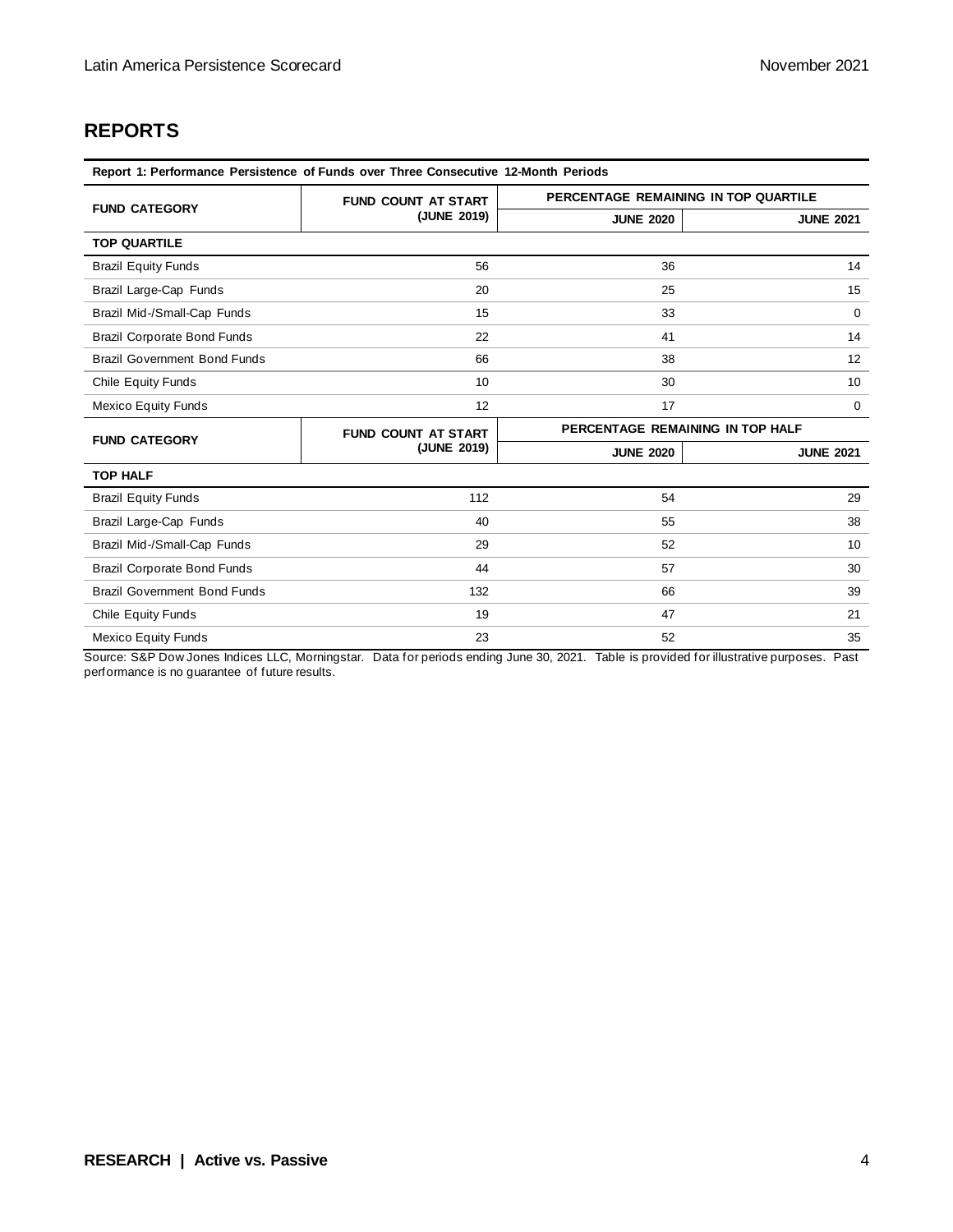## REPORTS

| Report 1: Performance Persistence of Funds over Three Consecutive 12-Month Periods | | | |
|---|---|---|---|
| **FUND CATEGORY** | **FUND COUNT AT START (JUNE 2019)** | **PERCENTAGE REMAINING IN TOP QUARTILE** | |
| | | **JUNE 2020** | **JUNE 2021** |
| **TOP QUARTILE** | | | |
| Brazil Equity Funds | 56 | 36 | 14 |
| Brazil Large-Cap Funds | 20 | 25 | 15 |
| Brazil Mid-/Small-Cap Funds | 15 | 33 | 0 |
| Brazil Corporate Bond Funds | 22 | 41 | 14 |
| Brazil Government Bond Funds | 66 | 38 | 12 |
| Chile Equity Funds | 10 | 30 | 10 |
| Mexico Equity Funds | 12 | 17 | 0 |
| **FUND CATEGORY** | **FUND COUNT AT START (JUNE 2019)** | **PERCENTAGE REMAINING IN TOP HALF** | |
| | | **JUNE 2020** | **JUNE 2021** |
| **TOP HALF** | | | |
| Brazil Equity Funds | 112 | 54 | 29 |
| Brazil Large-Cap Funds | 40 | 55 | 38 |
| Brazil Mid-/Small-Cap Funds | 29 | 52 | 10 |
| Brazil Corporate Bond Funds | 44 | 57 | 30 |
| Brazil Government Bond Funds | 132 | 66 | 39 |
| Chile Equity Funds | 19 | 47 | 21 |
| Mexico Equity Funds | 23 | 52 | 35 |

Source: S&P Dow Jones Indices LLC, Morningstar. Data for periods ending June 30, 2021. Table is provided for illustrative purposes. Past performance is no guarantee of future results.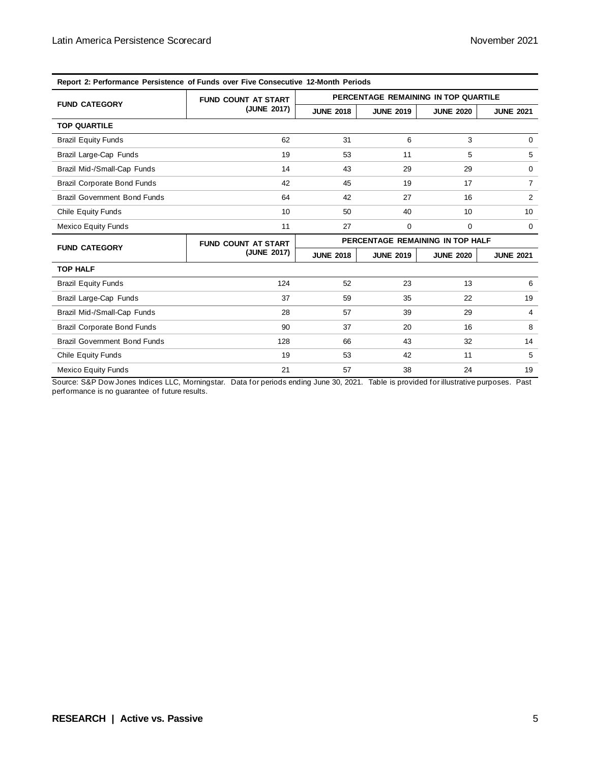**Report 2: Performance Persistence of Funds over Five Consecutive 12-Month Periods**

| FUND CATEGORY | FUND COUNT AT START (JUNE 2017) | PERCENTAGE REMAINING IN TOP QUARTILE | | | |
|---|---|---|---|---|---|
| | | JUNE 2018 | JUNE 2019 | JUNE 2020 | JUNE 2021 |
| **TOP QUARTILE** | | | | | |
| Brazil Equity Funds | 62 | 31 | 6 | 3 | 0 |
| Brazil Large-Cap Funds | 19 | 53 | 11 | 5 | 5 |
| Brazil Mid-/Small-Cap Funds | 14 | 43 | 29 | 29 | 0 |
| Brazil Corporate Bond Funds | 42 | 45 | 19 | 17 | 7 |
| Brazil Government Bond Funds | 64 | 42 | 27 | 16 | 2 |
| Chile Equity Funds | 10 | 50 | 40 | 10 | 10 |
| Mexico Equity Funds | 11 | 27 | 0 | 0 | 0 |
| **FUND CATEGORY** | **FUND COUNT AT START (JUNE 2017)** | **PERCENTAGE REMAINING IN TOP HALF** | | | |
| | | **JUNE 2018** | **JUNE 2019** | **JUNE 2020** | **JUNE 2021** |
| **TOP HALF** | | | | | |
| Brazil Equity Funds | 124 | 52 | 23 | 13 | 6 |
| Brazil Large-Cap Funds | 37 | 59 | 35 | 22 | 19 |
| Brazil Mid-/Small-Cap Funds | 28 | 57 | 39 | 29 | 4 |
| Brazil Corporate Bond Funds | 90 | 37 | 20 | 16 | 8 |
| Brazil Government Bond Funds | 128 | 66 | 43 | 32 | 14 |
| Chile Equity Funds | 19 | 53 | 42 | 11 | 5 |
| Mexico Equity Funds | 21 | 57 | 38 | 24 | 19 |

Source: S&P Dow Jones Indices LLC, Morningstar. Data for periods ending June 30, 2021. Table is provided for illustrative purposes. Past performance is no guarantee of future results.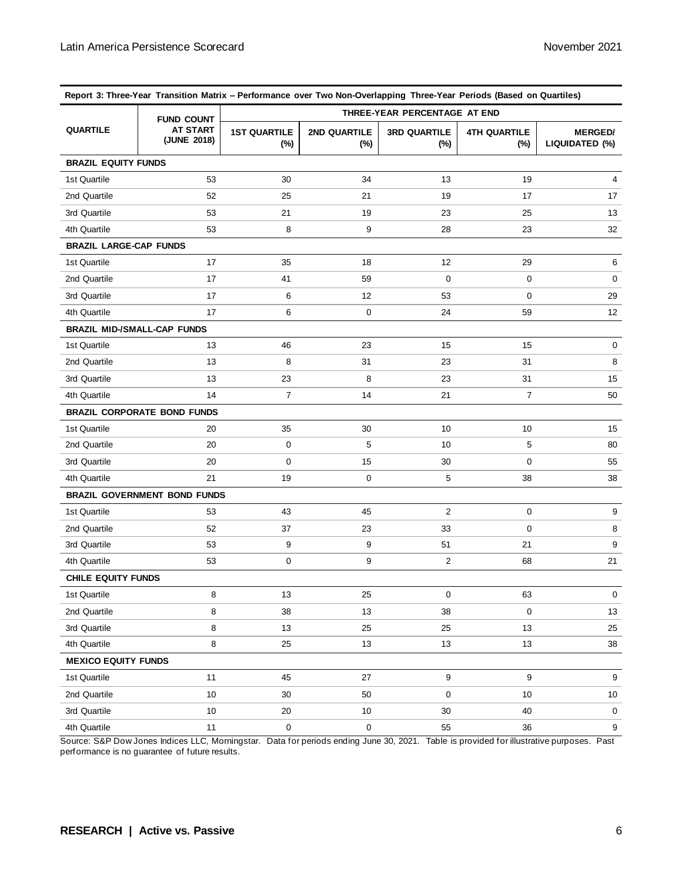**Report 3: Three-Year Transition Matrix – Performance over Two Non-Overlapping Three-Year Periods (Based on Quartiles)**

| QUARTILE | FUND COUNT AT START (JUNE 2018) | THREE-YEAR PERCENTAGE AT END | | | | |
|---|---|---|---|---|---|---|
| | | 1ST QUARTILE (%) | 2ND QUARTILE (%) | 3RD QUARTILE (%) | 4TH QUARTILE (%) | MERGED/ LIQUIDATED (%) |
| **BRAZIL EQUITY FUNDS** | | | | | | |
| 1st Quartile | 53 | 30 | 34 | 13 | 19 | 4 |
| 2nd Quartile | 52 | 25 | 21 | 19 | 17 | 17 |
| 3rd Quartile | 53 | 21 | 19 | 23 | 25 | 13 |
| 4th Quartile | 53 | 8 | 9 | 28 | 23 | 32 |
| **BRAZIL LARGE-CAP FUNDS** | | | | | | |
| 1st Quartile | 17 | 35 | 18 | 12 | 29 | 6 |
| 2nd Quartile | 17 | 41 | 59 | 0 | 0 | 0 |
| 3rd Quartile | 17 | 6 | 12 | 53 | 0 | 29 |
| 4th Quartile | 17 | 6 | 0 | 24 | 59 | 12 |
| **BRAZIL MID-/SMALL-CAP FUNDS** | | | | | | |
| 1st Quartile | 13 | 46 | 23 | 15 | 15 | 0 |
| 2nd Quartile | 13 | 8 | 31 | 23 | 31 | 8 |
| 3rd Quartile | 13 | 23 | 8 | 23 | 31 | 15 |
| 4th Quartile | 14 | 7 | 14 | 21 | 7 | 50 |
| **BRAZIL CORPORATE BOND FUNDS** | | | | | | |
| 1st Quartile | 20 | 35 | 30 | 10 | 10 | 15 |
| 2nd Quartile | 20 | 0 | 5 | 10 | 5 | 80 |
| 3rd Quartile | 20 | 0 | 15 | 30 | 0 | 55 |
| 4th Quartile | 21 | 19 | 0 | 5 | 38 | 38 |
| **BRAZIL GOVERNMENT BOND FUNDS** | | | | | | |
| 1st Quartile | 53 | 43 | 45 | 2 | 0 | 9 |
| 2nd Quartile | 52 | 37 | 23 | 33 | 0 | 8 |
| 3rd Quartile | 53 | 9 | 9 | 51 | 21 | 9 |
| 4th Quartile | 53 | 0 | 9 | 2 | 68 | 21 |
| **CHILE EQUITY FUNDS** | | | | | | |
| 1st Quartile | 8 | 13 | 25 | 0 | 63 | 0 |
| 2nd Quartile | 8 | 38 | 13 | 38 | 0 | 13 |
| 3rd Quartile | 8 | 13 | 25 | 25 | 13 | 25 |
| 4th Quartile | 8 | 25 | 13 | 13 | 13 | 38 |
| **MEXICO EQUITY FUNDS** | | | | | | |
| 1st Quartile | 11 | 45 | 27 | 9 | 9 | 9 |
| 2nd Quartile | 10 | 30 | 50 | 0 | 10 | 10 |
| 3rd Quartile | 10 | 20 | 10 | 30 | 40 | 0 |
| 4th Quartile | 11 | 0 | 0 | 55 | 36 | 9 |

Source: S&P Dow Jones Indices LLC, Morningstar. Data for periods ending June 30, 2021. Table is provided for illustrative purposes. Past performance is no guarantee of future results.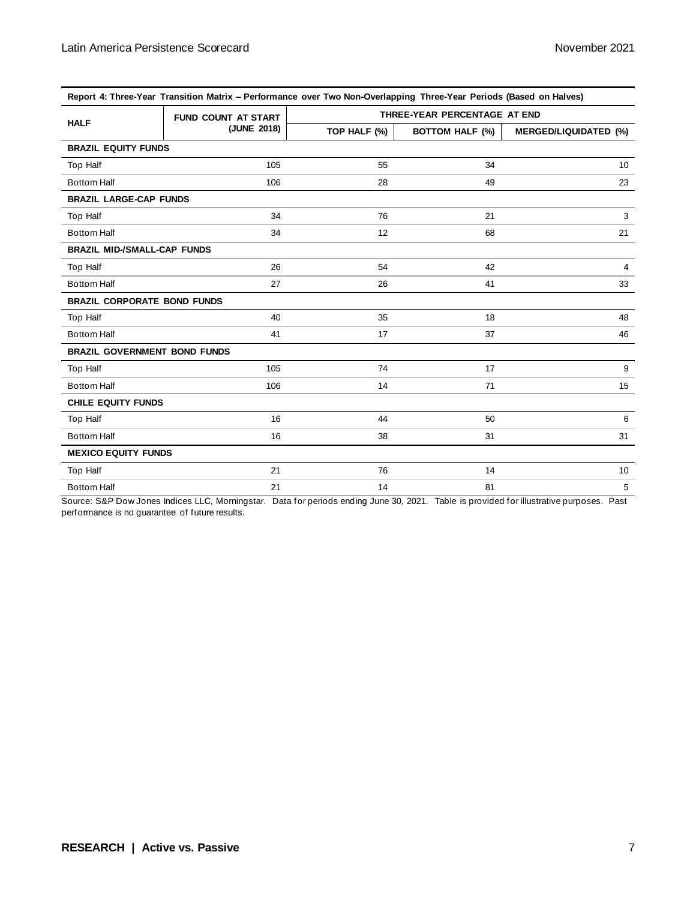| Report 4: Three-Year Transition Matrix – Performance over Two Non-Overlapping Three-Year Periods (Based on Halves) | | | | |
|---|---|---|---|---|
| HALF | FUND COUNT AT START (JUNE 2018) | THREE-YEAR PERCENTAGE AT END | | |
| | | TOP HALF (%) | BOTTOM HALF (%) | MERGED/LIQUIDATED (%) |
| **BRAZIL EQUITY FUNDS** | | | | |
| Top Half | 105 | 55 | 34 | 10 |
| Bottom Half | 106 | 28 | 49 | 23 |
| **BRAZIL LARGE-CAP FUNDS** | | | | |
| Top Half | 34 | 76 | 21 | 3 |
| Bottom Half | 34 | 12 | 68 | 21 |
| **BRAZIL MID-/SMALL-CAP FUNDS** | | | | |
| Top Half | 26 | 54 | 42 | 4 |
| Bottom Half | 27 | 26 | 41 | 33 |
| **BRAZIL CORPORATE BOND FUNDS** | | | | |
| Top Half | 40 | 35 | 18 | 48 |
| Bottom Half | 41 | 17 | 37 | 46 |
| **BRAZIL GOVERNMENT BOND FUNDS** | | | | |
| Top Half | 105 | 74 | 17 | 9 |
| Bottom Half | 106 | 14 | 71 | 15 |
| **CHILE EQUITY FUNDS** | | | | |
| Top Half | 16 | 44 | 50 | 6 |
| Bottom Half | 16 | 38 | 31 | 31 |
| **MEXICO EQUITY FUNDS** | | | | |
| Top Half | 21 | 76 | 14 | 10 |
| Bottom Half | 21 | 14 | 81 | 5 |

Source: S&P Dow Jones Indices LLC, Morningstar. Data for periods ending June 30, 2021. Table is provided for illustrative purposes. Past performance is no guarantee of future results.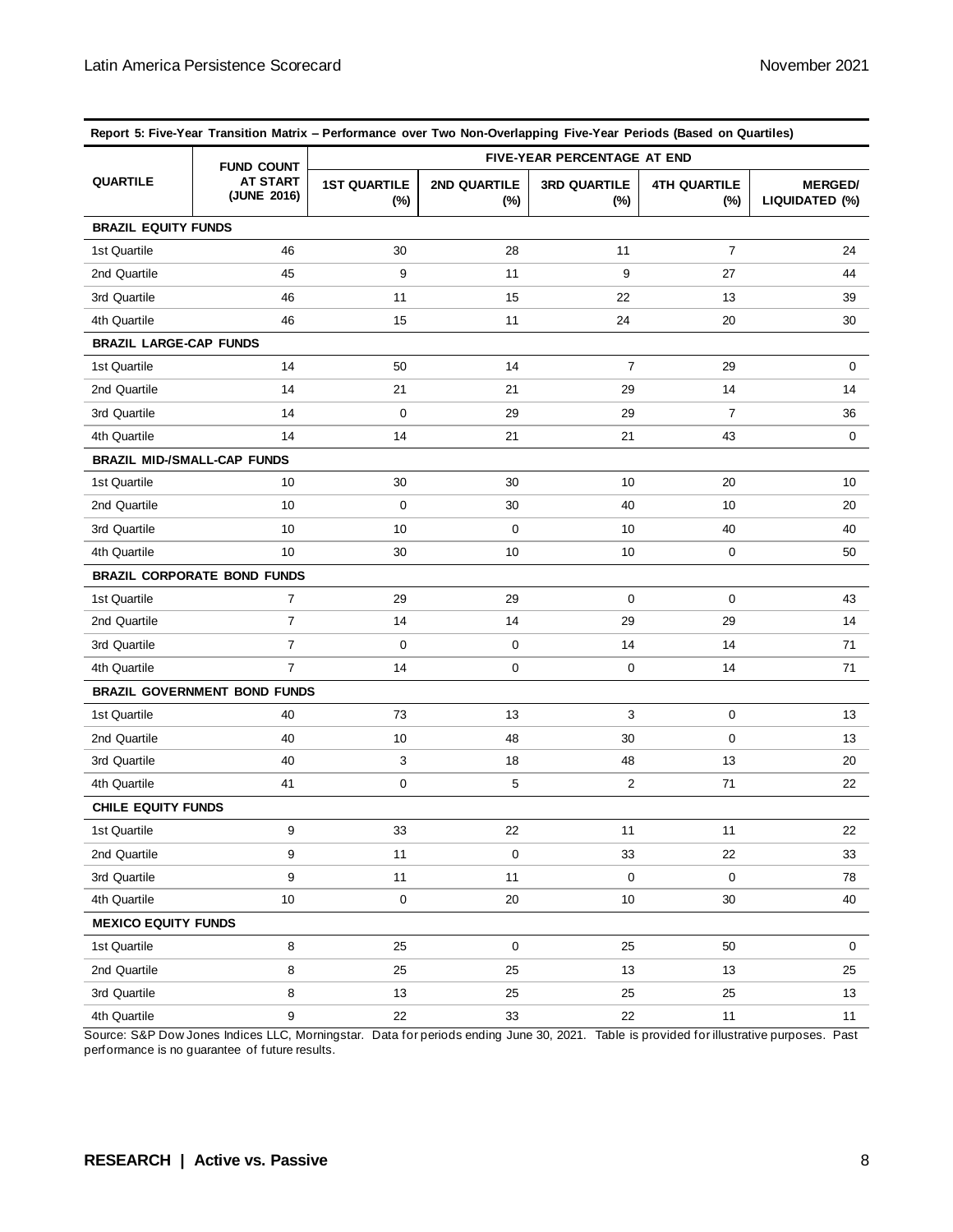**Report 5: Five-Year Transition Matrix – Performance over Two Non-Overlapping Five-Year Periods (Based on Quartiles)**

| QUARTILE | FUND COUNT AT START (JUNE 2016) | FIVE-YEAR PERCENTAGE AT END | | | | |
|---|---|---|---|---|---|---|
| | | 1ST QUARTILE (%) | 2ND QUARTILE (%) | 3RD QUARTILE (%) | 4TH QUARTILE (%) | MERGED/ LIQUIDATED (%) |
| **BRAZIL EQUITY FUNDS** | | | | | | |
| 1st Quartile | 46 | 30 | 28 | 11 | 7 | 24 |
| 2nd Quartile | 45 | 9 | 11 | 9 | 27 | 44 |
| 3rd Quartile | 46 | 11 | 15 | 22 | 13 | 39 |
| 4th Quartile | 46 | 15 | 11 | 24 | 20 | 30 |
| **BRAZIL LARGE-CAP FUNDS** | | | | | | |
| 1st Quartile | 14 | 50 | 14 | 7 | 29 | 0 |
| 2nd Quartile | 14 | 21 | 21 | 29 | 14 | 14 |
| 3rd Quartile | 14 | 0 | 29 | 29 | 7 | 36 |
| 4th Quartile | 14 | 14 | 21 | 21 | 43 | 0 |
| **BRAZIL MID-/SMALL-CAP FUNDS** | | | | | | |
| 1st Quartile | 10 | 30 | 30 | 10 | 20 | 10 |
| 2nd Quartile | 10 | 0 | 30 | 40 | 10 | 20 |
| 3rd Quartile | 10 | 10 | 0 | 10 | 40 | 40 |
| 4th Quartile | 10 | 30 | 10 | 10 | 0 | 50 |
| **BRAZIL CORPORATE BOND FUNDS** | | | | | | |
| 1st Quartile | 7 | 29 | 29 | 0 | 0 | 43 |
| 2nd Quartile | 7 | 14 | 14 | 29 | 29 | 14 |
| 3rd Quartile | 7 | 0 | 0 | 14 | 14 | 71 |
| 4th Quartile | 7 | 14 | 0 | 0 | 14 | 71 |
| **BRAZIL GOVERNMENT BOND FUNDS** | | | | | | |
| 1st Quartile | 40 | 73 | 13 | 3 | 0 | 13 |
| 2nd Quartile | 40 | 10 | 48 | 30 | 0 | 13 |
| 3rd Quartile | 40 | 3 | 18 | 48 | 13 | 20 |
| 4th Quartile | 41 | 0 | 5 | 2 | 71 | 22 |
| **CHILE EQUITY FUNDS** | | | | | | |
| 1st Quartile | 9 | 33 | 22 | 11 | 11 | 22 |
| 2nd Quartile | 9 | 11 | 0 | 33 | 22 | 33 |
| 3rd Quartile | 9 | 11 | 11 | 0 | 0 | 78 |
| 4th Quartile | 10 | 0 | 20 | 10 | 30 | 40 |
| **MEXICO EQUITY FUNDS** | | | | | | |
| 1st Quartile | 8 | 25 | 0 | 25 | 50 | 0 |
| 2nd Quartile | 8 | 25 | 25 | 13 | 13 | 25 |
| 3rd Quartile | 8 | 13 | 25 | 25 | 25 | 13 |
| 4th Quartile | 9 | 22 | 33 | 22 | 11 | 11 |

Source: S&P Dow Jones Indices LLC, Morningstar. Data for periods ending June 30, 2021. Table is provided for illustrative purposes. Past performance is no guarantee of future results.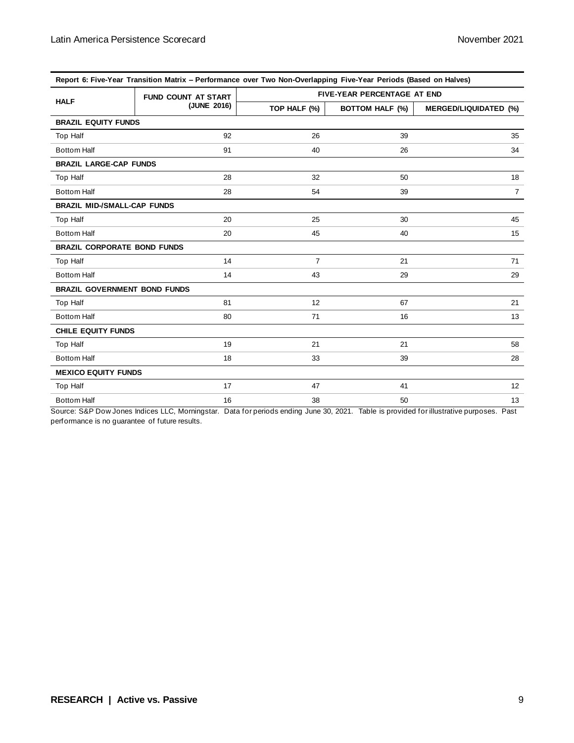**Report 6: Five-Year Transition Matrix – Performance over Two Non-Overlapping Five-Year Periods (Based on Halves)**

| HALF | FUND COUNT AT START (JUNE 2016) | FIVE-YEAR PERCENTAGE AT END | | |
|---|---|---|---|---|
| | | TOP HALF (%) | BOTTOM HALF (%) | MERGED/LIQUIDATED (%) |
| **BRAZIL EQUITY FUNDS** | | | | |
| Top Half | 92 | 26 | 39 | 35 |
| Bottom Half | 91 | 40 | 26 | 34 |
| **BRAZIL LARGE-CAP FUNDS** | | | | |
| Top Half | 28 | 32 | 50 | 18 |
| Bottom Half | 28 | 54 | 39 | 7 |
| **BRAZIL MID-/SMALL-CAP FUNDS** | | | | |
| Top Half | 20 | 25 | 30 | 45 |
| Bottom Half | 20 | 45 | 40 | 15 |
| **BRAZIL CORPORATE BOND FUNDS** | | | | |
| Top Half | 14 | 7 | 21 | 71 |
| Bottom Half | 14 | 43 | 29 | 29 |
| **BRAZIL GOVERNMENT BOND FUNDS** | | | | |
| Top Half | 81 | 12 | 67 | 21 |
| Bottom Half | 80 | 71 | 16 | 13 |
| **CHILE EQUITY FUNDS** | | | | |
| Top Half | 19 | 21 | 21 | 58 |
| Bottom Half | 18 | 33 | 39 | 28 |
| **MEXICO EQUITY FUNDS** | | | | |
| Top Half | 17 | 47 | 41 | 12 |
| Bottom Half | 16 | 38 | 50 | 13 |

Source: S&P Dow Jones Indices LLC, Morningstar. Data for periods ending June 30, 2021. Table is provided for illustrative purposes. Past performance is no guarantee of future results.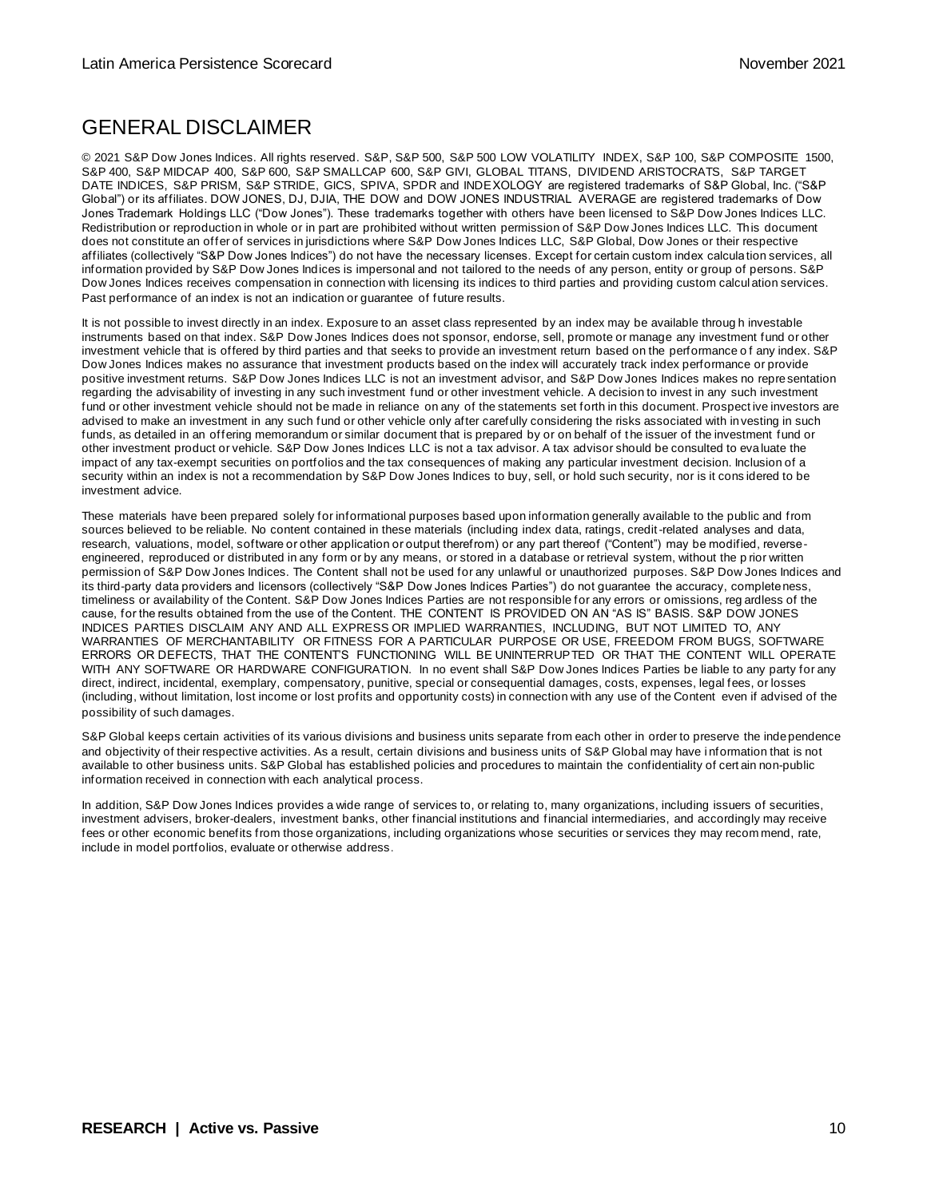# GENERAL DISCLAIMER

© 2021 S&P Dow Jones Indices. All rights reserved. S&P, S&P 500, S&P 500 LOW VOLATILITY INDEX, S&P 100, S&P COMPOSITE 1500, S&P 400, S&P MIDCAP 400, S&P 600, S&P SMALLCAP 600, S&P GIVI, GLOBAL TITANS, DIVIDEND ARISTOCRATS, S&P TARGET DATE INDICES, S&P PRISM, S&P STRIDE, GICS, SPIVA, SPDR and INDEXOLOGY are registered trademarks of S&P Global, Inc. ("S&P Global") or its affiliates. DOW JONES, DJ, DJIA, THE DOW and DOW JONES INDUSTRIAL AVERAGE are registered trademarks of Dow Jones Trademark Holdings LLC ("Dow Jones"). These trademarks together with others have been licensed to S&P Dow Jones Indices LLC. Redistribution or reproduction in whole or in part are prohibited without written permission of S&P Dow Jones Indices LLC. This document does not constitute an offer of services in jurisdictions where S&P Dow Jones Indices LLC, S&P Global, Dow Jones or their respective affiliates (collectively "S&P Dow Jones Indices") do not have the necessary licenses. Except for certain custom index calculation services, all information provided by S&P Dow Jones Indices is impersonal and not tailored to the needs of any person, entity or group of persons. S&P Dow Jones Indices receives compensation in connection with licensing its indices to third parties and providing custom calculation services. Past performance of an index is not an indication or guarantee of future results.

It is not possible to invest directly in an index. Exposure to an asset class represented by an index may be available through investable instruments based on that index. S&P Dow Jones Indices does not sponsor, endorse, sell, promote or manage any investment fund or other investment vehicle that is offered by third parties and that seeks to provide an investment return based on the performance of any index. S&P Dow Jones Indices makes no assurance that investment products based on the index will accurately track index performance or provide positive investment returns. S&P Dow Jones Indices LLC is not an investment advisor, and S&P Dow Jones Indices makes no representation regarding the advisability of investing in any such investment fund or other investment vehicle. A decision to invest in any such investment fund or other investment vehicle should not be made in reliance on any of the statements set forth in this document. Prospective investors are advised to make an investment in any such fund or other vehicle only after carefully considering the risks associated with investing in such funds, as detailed in an offering memorandum or similar document that is prepared by or on behalf of the issuer of the investment fund or other investment product or vehicle. S&P Dow Jones Indices LLC is not a tax advisor. A tax advisor should be consulted to evaluate the impact of any tax-exempt securities on portfolios and the tax consequences of making any particular investment decision. Inclusion of a security within an index is not a recommendation by S&P Dow Jones Indices to buy, sell, or hold such security, nor is it considered to be investment advice.

These materials have been prepared solely for informational purposes based upon information generally available to the public and from sources believed to be reliable. No content contained in these materials (including index data, ratings, credit-related analyses and data, research, valuations, model, software or other application or output therefrom) or any part thereof ("Content") may be modified, reverse-engineered, reproduced or distributed in any form or by any means, or stored in a database or retrieval system, without the prior written permission of S&P Dow Jones Indices. The Content shall not be used for any unlawful or unauthorized purposes. S&P Dow Jones Indices and its third-party data providers and licensors (collectively "S&P Dow Jones Indices Parties") do not guarantee the accuracy, completeness, timeliness or availability of the Content. S&P Dow Jones Indices Parties are not responsible for any errors or omissions, regardless of the cause, for the results obtained from the use of the Content. THE CONTENT IS PROVIDED ON AN "AS IS" BASIS. S&P DOW JONES INDICES PARTIES DISCLAIM ANY AND ALL EXPRESS OR IMPLIED WARRANTIES, INCLUDING, BUT NOT LIMITED TO, ANY WARRANTIES OF MERCHANTABILITY OR FITNESS FOR A PARTICULAR PURPOSE OR USE, FREEDOM FROM BUGS, SOFTWARE ERRORS OR DEFECTS, THAT THE CONTENT'S FUNCTIONING WILL BE UNINTERRUPTED OR THAT THE CONTENT WILL OPERATE WITH ANY SOFTWARE OR HARDWARE CONFIGURATION. In no event shall S&P Dow Jones Indices Parties be liable to any party for any direct, indirect, incidental, exemplary, compensatory, punitive, special or consequential damages, costs, expenses, legal fees, or losses (including, without limitation, lost income or lost profits and opportunity costs) in connection with any use of the Content even if advised of the possibility of such damages.

S&P Global keeps certain activities of its various divisions and business units separate from each other in order to preserve the independence and objectivity of their respective activities. As a result, certain divisions and business units of S&P Global may have information that is not available to other business units. S&P Global has established policies and procedures to maintain the confidentiality of certain non-public information received in connection with each analytical process.

In addition, S&P Dow Jones Indices provides a wide range of services to, or relating to, many organizations, including issuers of securities, investment advisers, broker-dealers, investment banks, other financial institutions and financial intermediaries, and accordingly may receive fees or other economic benefits from those organizations, including organizations whose securities or services they may recommend, rate, include in model portfolios, evaluate or otherwise address.